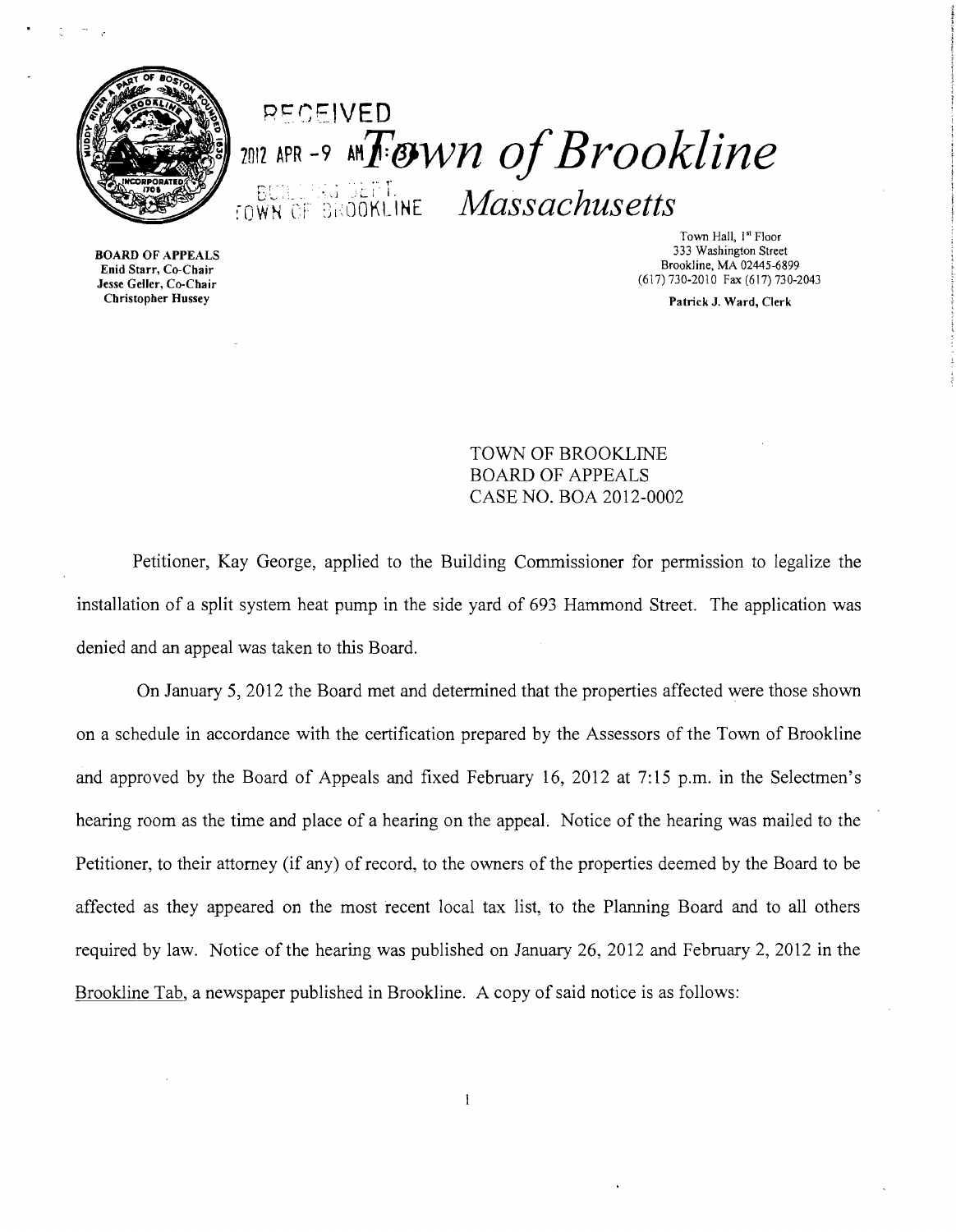RECEIVED
2012 APR -9 AM 11:03

BUILDING DEPT.
TOWN OF BROOKLINE

# Town of Brookline
## Massachusetts

BOARD OF APPEALS
Enid Starr, Co-Chair
Jesse Geller, Co-Chair
Christopher Hussey

Town Hall, 1st Floor
333 Washington Street
Brookline, MA 02445-6899
(617) 730-2010 Fax (617) 730-2043

Patrick J. Ward, Clerk

TOWN OF BROOKLINE
BOARD OF APPEALS
CASE NO. BOA 2012-0002

Petitioner, Kay George, applied to the Building Commissioner for permission to legalize the installation of a split system heat pump in the side yard of 693 Hammond Street. The application was denied and an appeal was taken to this Board.

On January 5, 2012 the Board met and determined that the properties affected were those shown on a schedule in accordance with the certification prepared by the Assessors of the Town of Brookline and approved by the Board of Appeals and fixed February 16, 2012 at 7:15 p.m. in the Selectmen's hearing room as the time and place of a hearing on the appeal. Notice of the hearing was mailed to the Petitioner, to their attorney (if any) of record, to the owners of the properties deemed by the Board to be affected as they appeared on the most recent local tax list, to the Planning Board and to all others required by law. Notice of the hearing was published on January 26, 2012 and February 2, 2012 in the Brookline Tab, a newspaper published in Brookline. A copy of said notice is as follows: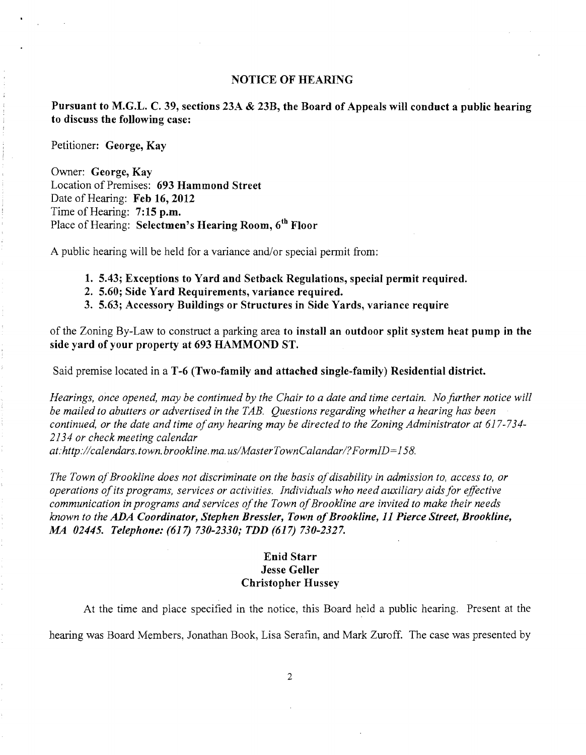## NOTICE OF HEARING

**Pursuant to M.G.L. C. 39, sections 23A & 23B, the Board of Appeals will conduct a public hearing to discuss the following case:**

Petitioner: **George, Kay**

Owner: **George, Kay**
Location of Premises: **693 Hammond Street**
Date of Hearing: **Feb 16, 2012**
Time of Hearing: **7:15 p.m.**
Place of Hearing: **Selectmen's Hearing Room, 6th Floor**

A public hearing will be held for a variance and/or special permit from:

1. **5.43; Exceptions to Yard and Setback Regulations, special permit required.**
2. **5.60; Side Yard Requirements, variance required.**
3. **5.63; Accessory Buildings or Structures in Side Yards, variance require**

of the Zoning By-Law to construct a parking area **to install an outdoor split system heat pump in the side yard of your property at 693 HAMMOND ST.**

Said premise located in a **T-6 (Two-family and attached single-family) Residential district.**

*Hearings, once opened, may be continued by the Chair to a date and time certain. No further notice will be mailed to abutters or advertised in the TAB. Questions regarding whether a hearing has been continued, or the date and time of any hearing may be directed to the Zoning Administrator at 617-734-2134 or check meeting calendar at:http://calendars.town.brookline.ma.us/MasterTownCalandar/?FormID=158.*

*The Town of Brookline does not discriminate on the basis of disability in admission to, access to, or operations of its programs, services or activities. Individuals who need auxiliary aids for effective communication in programs and services of the Town of Brookline are invited to make their needs known to the* ***ADA Coordinator, Stephen Bressler, Town of Brookline, 11 Pierce Street, Brookline, MA 02445. Telephone: (617) 730-2330; TDD (617) 730-2327.***

**Enid Starr**
**Jesse Geller**
**Christopher Hussey**

At the time and place specified in the notice, this Board held a public hearing. Present at the hearing was Board Members, Jonathan Book, Lisa Serafin, and Mark Zuroff. The case was presented by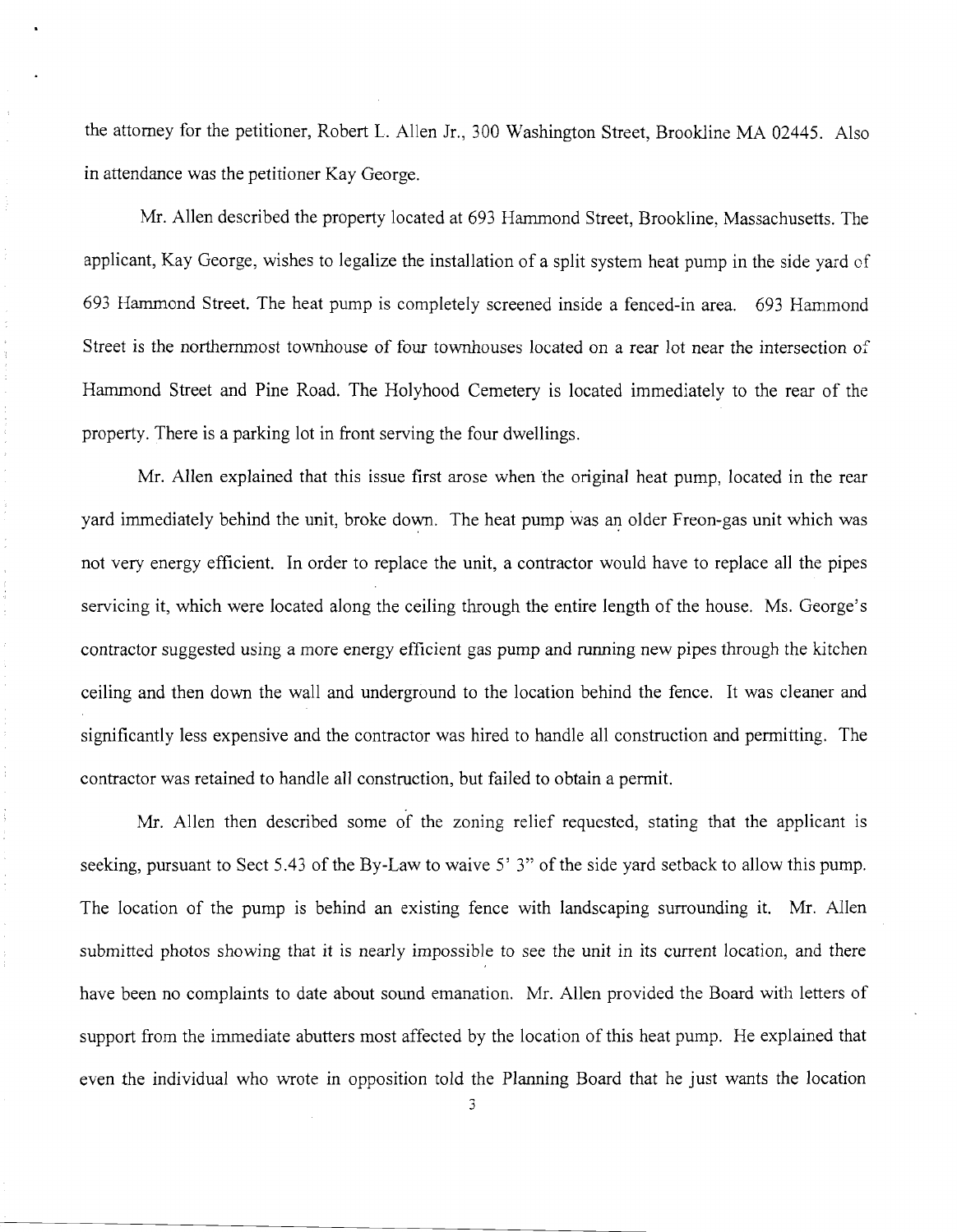the attorney for the petitioner, Robert L. Allen Jr., 300 Washington Street, Brookline MA 02445. Also in attendance was the petitioner Kay George.

Mr. Allen described the property located at 693 Hammond Street, Brookline, Massachusetts. The applicant, Kay George, wishes to legalize the installation of a split system heat pump in the side yard of 693 Hammond Street. The heat pump is completely screened inside a fenced-in area. 693 Hammond Street is the northernmost townhouse of four townhouses located on a rear lot near the intersection of Hammond Street and Pine Road. The Holyhood Cemetery is located immediately to the rear of the property. There is a parking lot in front serving the four dwellings.

Mr. Allen explained that this issue first arose when the original heat pump, located in the rear yard immediately behind the unit, broke down. The heat pump was an older Freon-gas unit which was not very energy efficient. In order to replace the unit, a contractor would have to replace all the pipes servicing it, which were located along the ceiling through the entire length of the house. Ms. George's contractor suggested using a more energy efficient gas pump and running new pipes through the kitchen ceiling and then down the wall and underground to the location behind the fence. It was cleaner and significantly less expensive and the contractor was hired to handle all construction and permitting. The contractor was retained to handle all construction, but failed to obtain a permit.

Mr. Allen then described some of the zoning relief requested, stating that the applicant is seeking, pursuant to Sect 5.43 of the By-Law to waive 5' 3" of the side yard setback to allow this pump. The location of the pump is behind an existing fence with landscaping surrounding it. Mr. Allen submitted photos showing that it is nearly impossible to see the unit in its current location, and there have been no complaints to date about sound emanation. Mr. Allen provided the Board with letters of support from the immediate abutters most affected by the location of this heat pump. He explained that even the individual who wrote in opposition told the Planning Board that he just wants the location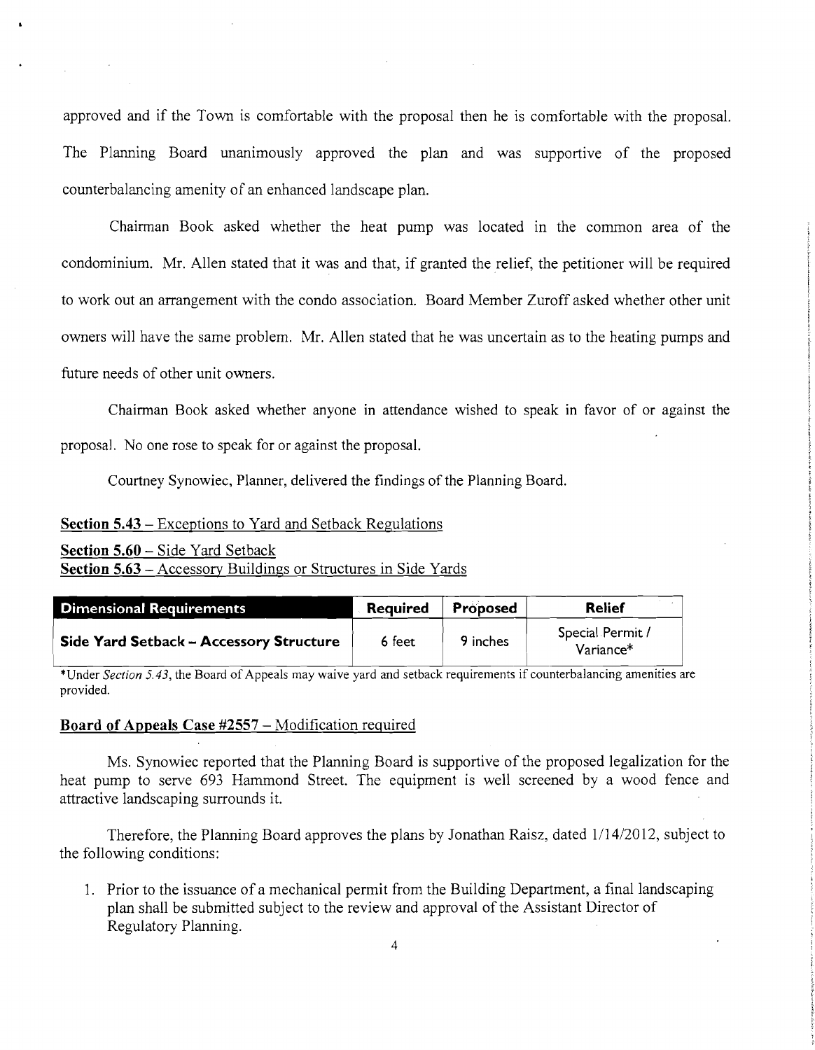approved and if the Town is comfortable with the proposal then he is comfortable with the proposal. The Planning Board unanimously approved the plan and was supportive of the proposed counterbalancing amenity of an enhanced landscape plan.

Chairman Book asked whether the heat pump was located in the common area of the condominium. Mr. Allen stated that it was and that, if granted the relief, the petitioner will be required to work out an arrangement with the condo association. Board Member Zuroff asked whether other unit owners will have the same problem. Mr. Allen stated that he was uncertain as to the heating pumps and future needs of other unit owners.

Chairman Book asked whether anyone in attendance wished to speak in favor of or against the proposal. No one rose to speak for or against the proposal.

Courtney Synowiec, Planner, delivered the findings of the Planning Board.

**Section 5.43** – Exceptions to Yard and Setback Regulations

**Section 5.60** – Side Yard Setback

**Section 5.63** – Accessory Buildings or Structures in Side Yards

| Dimensional Requirements | Required | Proposed | Relief |
|---|---|---|---|
| **Side Yard Setback – Accessory Structure** | 6 feet | 9 inches | Special Permit / Variance* |

*Under *Section 5.43*, the Board of Appeals may waive yard and setback requirements if counterbalancing amenities are provided.

**Board of Appeals Case #2557** – Modification required

Ms. Synowiec reported that the Planning Board is supportive of the proposed legalization for the heat pump to serve 693 Hammond Street. The equipment is well screened by a wood fence and attractive landscaping surrounds it.

Therefore, the Planning Board approves the plans by Jonathan Raisz, dated 1/14/2012, subject to the following conditions:

1. Prior to the issuance of a mechanical permit from the Building Department, a final landscaping plan shall be submitted subject to the review and approval of the Assistant Director of Regulatory Planning.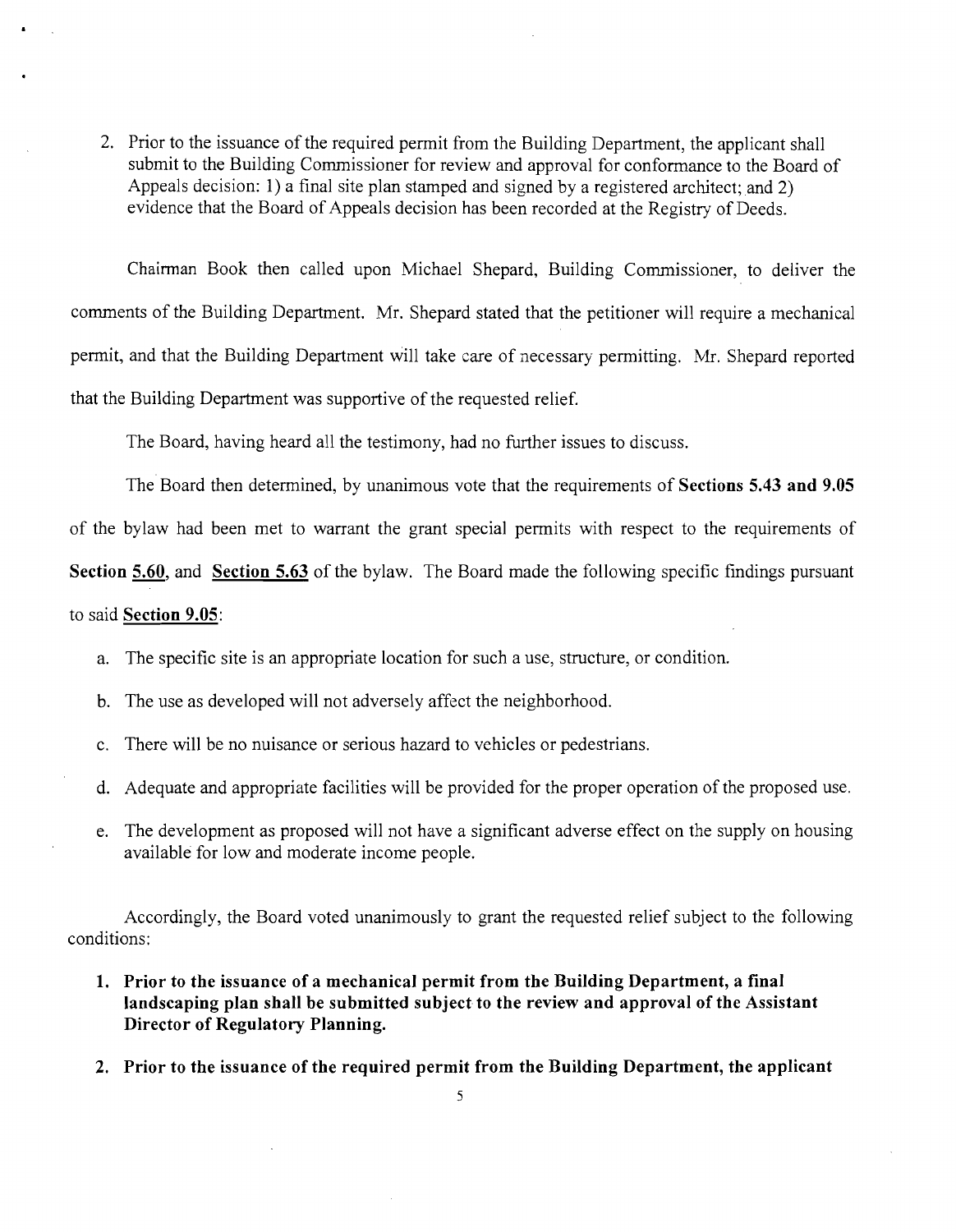2. Prior to the issuance of the required permit from the Building Department, the applicant shall submit to the Building Commissioner for review and approval for conformance to the Board of Appeals decision: 1) a final site plan stamped and signed by a registered architect; and 2) evidence that the Board of Appeals decision has been recorded at the Registry of Deeds.

Chairman Book then called upon Michael Shepard, Building Commissioner, to deliver the comments of the Building Department. Mr. Shepard stated that the petitioner will require a mechanical permit, and that the Building Department will take care of necessary permitting. Mr. Shepard reported that the Building Department was supportive of the requested relief.

The Board, having heard all the testimony, had no further issues to discuss.

The Board then determined, by unanimous vote that the requirements of **Sections 5.43 and 9.05** of the bylaw had been met to warrant the grant special permits with respect to the requirements of **Section 5.60**, and **Section 5.63** of the bylaw. The Board made the following specific findings pursuant to said **Section 9.05**:

a. The specific site is an appropriate location for such a use, structure, or condition.

b. The use as developed will not adversely affect the neighborhood.

c. There will be no nuisance or serious hazard to vehicles or pedestrians.

d. Adequate and appropriate facilities will be provided for the proper operation of the proposed use.

e. The development as proposed will not have a significant adverse effect on the supply on housing available for low and moderate income people.

Accordingly, the Board voted unanimously to grant the requested relief subject to the following conditions:

1. **Prior to the issuance of a mechanical permit from the Building Department, a final landscaping plan shall be submitted subject to the review and approval of the Assistant Director of Regulatory Planning.**

2. **Prior to the issuance of the required permit from the Building Department, the applicant**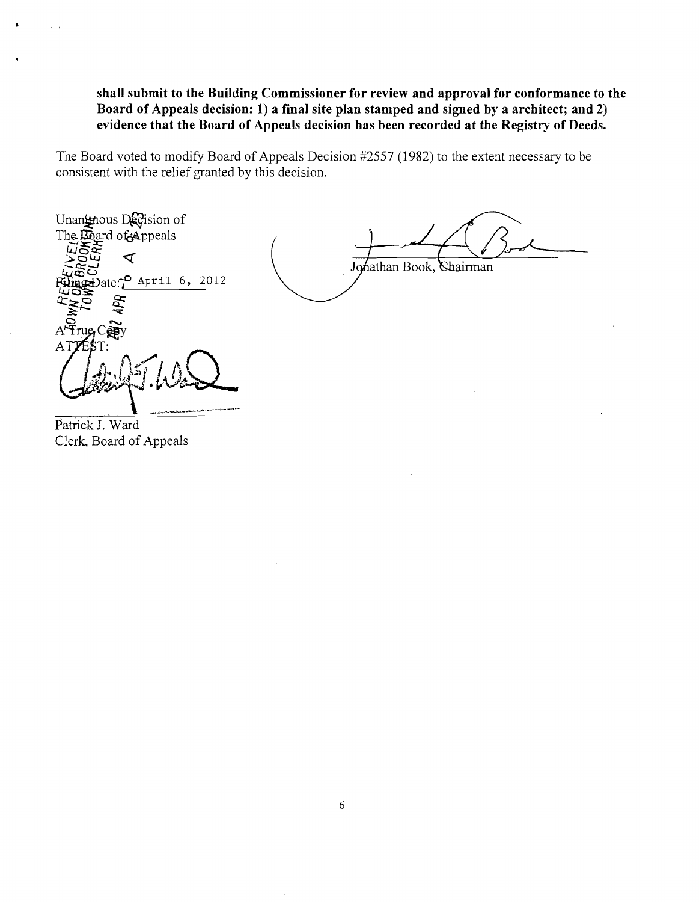**shall submit to the Building Commissioner for review and approval for conformance to the Board of Appeals decision: 1) a final site plan stamped and signed by a architect; and 2) evidence that the Board of Appeals decision has been recorded at the Registry of Deeds.**

The Board voted to modify Board of Appeals Decision #2557 (1982) to the extent necessary to be consistent with the relief granted by this decision.

Unanimous Decision of
The Board of Appeals

Filing Date: April 6, 2012

A True Copy
ATTEST:

Patrick J. Ward
Clerk, Board of Appeals

Jonathan Book, Chairman